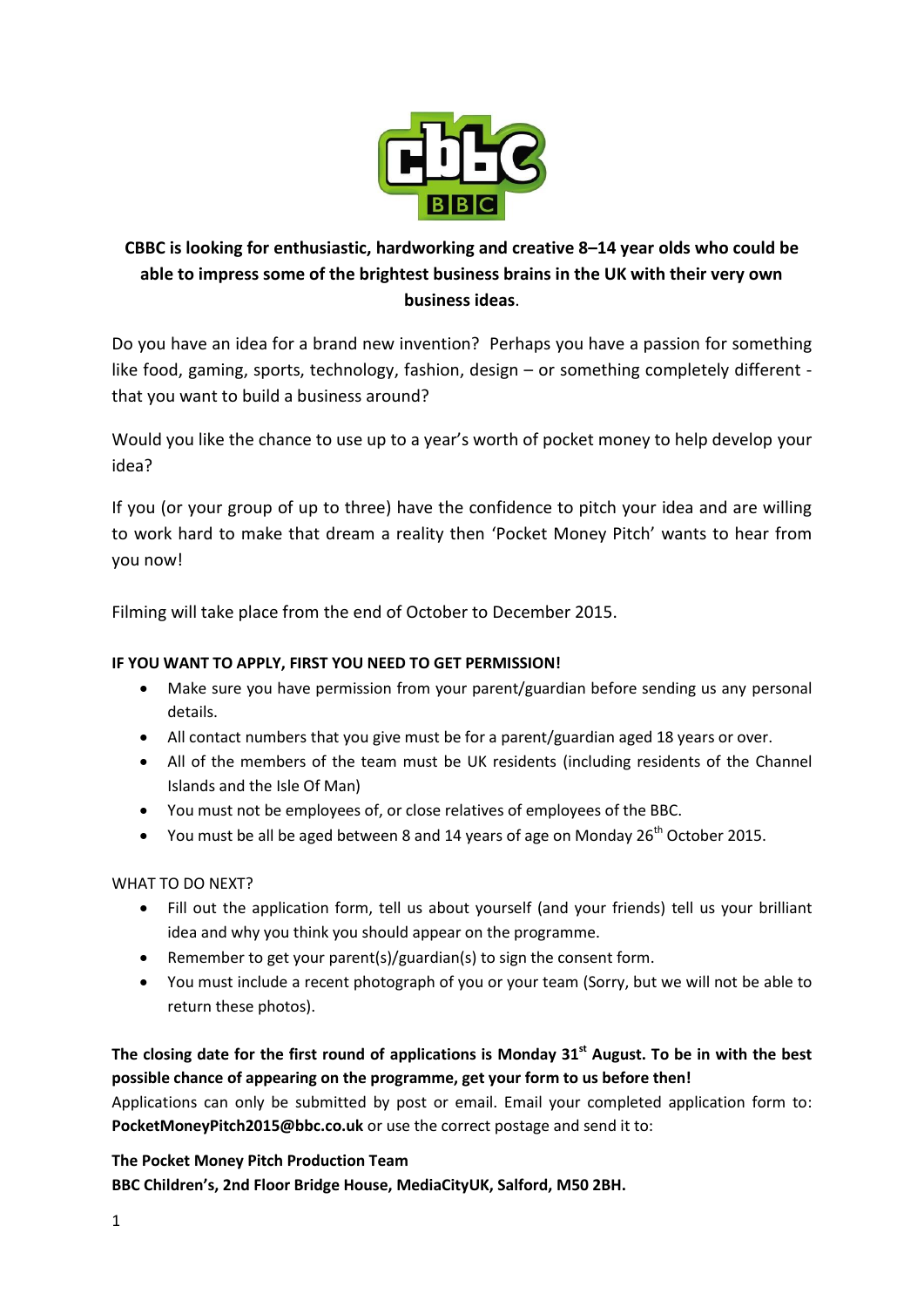**CBBC is looking for enthusiastic, hardworking and creative 8–14 year olds who could be able to impress some of the brightest business brains in the UK with their very own business ideas**.

Do you have an idea for a brand new invention? Perhaps you have a passion for something like food, gaming, sports, technology, fashion, design – or something completely different - that you want to build a business around?

Would you like the chance to use up to a year's worth of pocket money to help develop your idea?

If you (or your group of up to three) have the confidence to pitch your idea and are willing to work hard to make that dream a reality then 'Pocket Money Pitch' wants to hear from you now!

Filming will take place from the end of October to December 2015.

**IF YOU WANT TO APPLY, FIRST YOU NEED TO GET PERMISSION!**

- Make sure you have permission from your parent/guardian before sending us any personal details.
- All contact numbers that you give must be for a parent/guardian aged 18 years or over.
- All of the members of the team must be UK residents (including residents of the Channel Islands and the Isle Of Man)
- You must not be employees of, or close relatives of employees of the BBC.
- You must be all be aged between 8 and 14 years of age on Monday 26th October 2015.

WHAT TO DO NEXT?

- Fill out the application form, tell us about yourself (and your friends) tell us your brilliant idea and why you think you should appear on the programme.
- Remember to get your parent(s)/guardian(s) to sign the consent form.
- You must include a recent photograph of you or your team (Sorry, but we will not be able to return these photos).

**The closing date for the first round of applications is Monday 31st August. To be in with the best possible chance of appearing on the programme, get your form to us before then!**

Applications can only be submitted by post or email. Email your completed application form to: **PocketMoneyPitch2015@bbc.co.uk** or use the correct postage and send it to:

**The Pocket Money Pitch Production Team**
**BBC Children's, 2nd Floor Bridge House, MediaCityUK, Salford, M50 2BH.**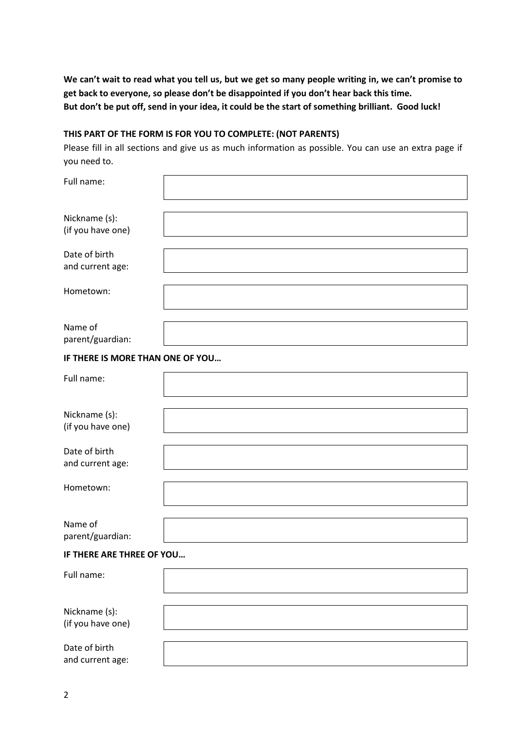**We can't wait to read what you tell us, but we get so many people writing in, we can't promise to get back to everyone, so please don't be disappointed if you don't hear back this time.**
**But don't be put off, send in your idea, it could be the start of something brilliant. Good luck!**

**THIS PART OF THE FORM IS FOR YOU TO COMPLETE: (NOT PARENTS)**

Please fill in all sections and give us as much information as possible. You can use an extra page if you need to.

| | |
|---|---|
| Full name: | |
| Nickname (s): (if you have one) | |
| Date of birth and current age: | |
| Hometown: | |
| Name of parent/guardian: | |

**IF THERE IS MORE THAN ONE OF YOU…**

| | |
|---|---|
| Full name: | |
| Nickname (s): (if you have one) | |
| Date of birth and current age: | |
| Hometown: | |
| Name of parent/guardian: | |

**IF THERE ARE THREE OF YOU…**

| | |
|---|---|
| Full name: | |
| Nickname (s): (if you have one) | |
| Date of birth and current age: | |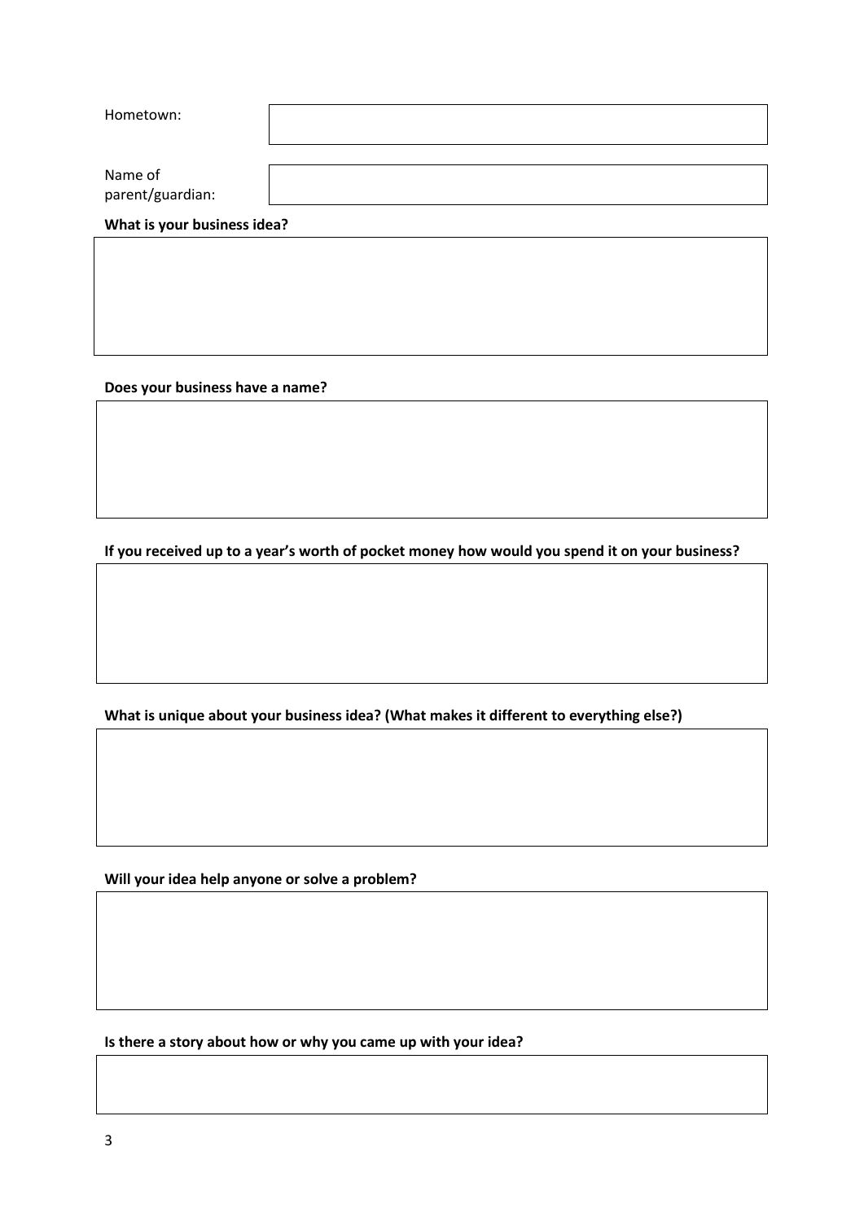Hometown:

Name of parent/guardian:

**What is your business idea?**

**Does your business have a name?**

**If you received up to a year's worth of pocket money how would you spend it on your business?**

**What is unique about your business idea? (What makes it different to everything else?)**

**Will your idea help anyone or solve a problem?**

**Is there a story about how or why you came up with your idea?**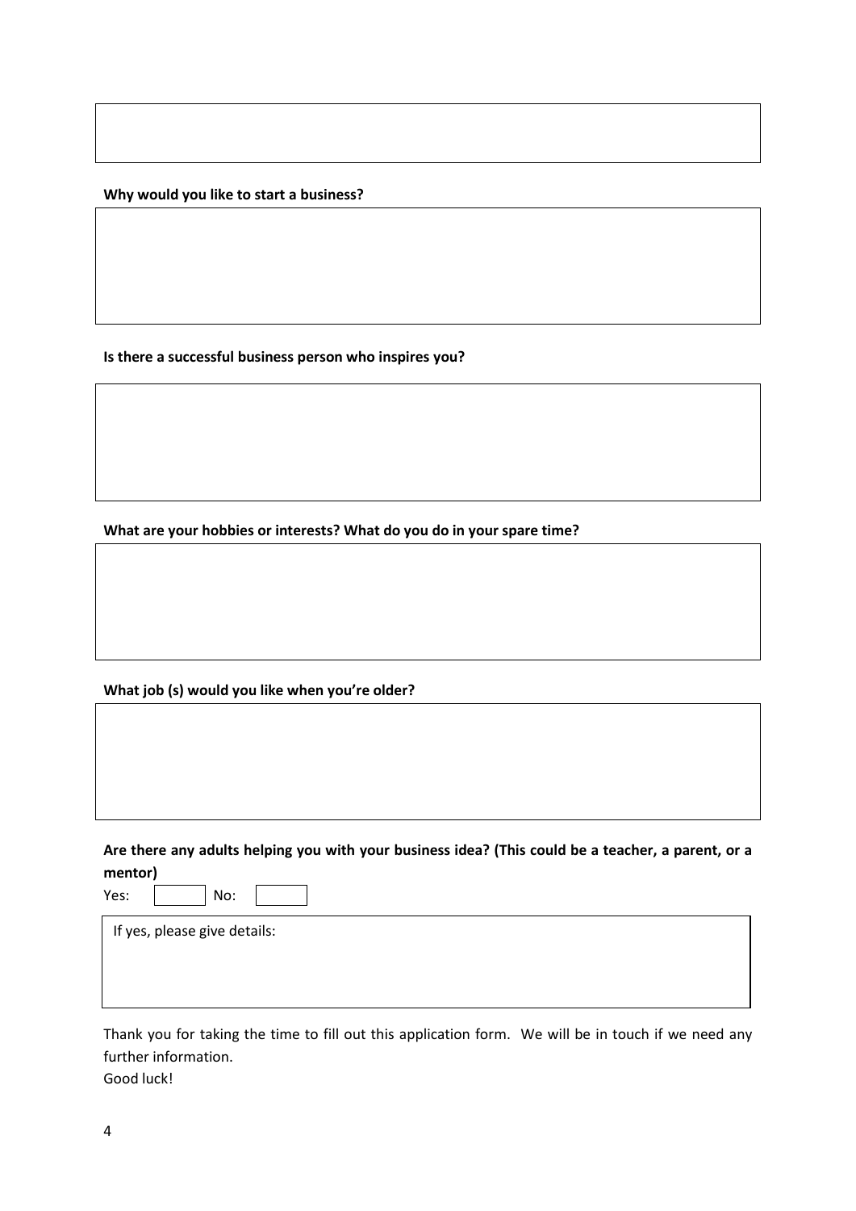**Why would you like to start a business?**

**Is there a successful business person who inspires you?**

**What are your hobbies or interests? What do you do in your spare time?**

**What job (s) would you like when you're older?**

**Are there any adults helping you with your business idea? (This could be a teacher, a parent, or a mentor)**

Yes: [ ] No: [ ]

If yes, please give details:

Thank you for taking the time to fill out this application form. We will be in touch if we need any further information.

Good luck!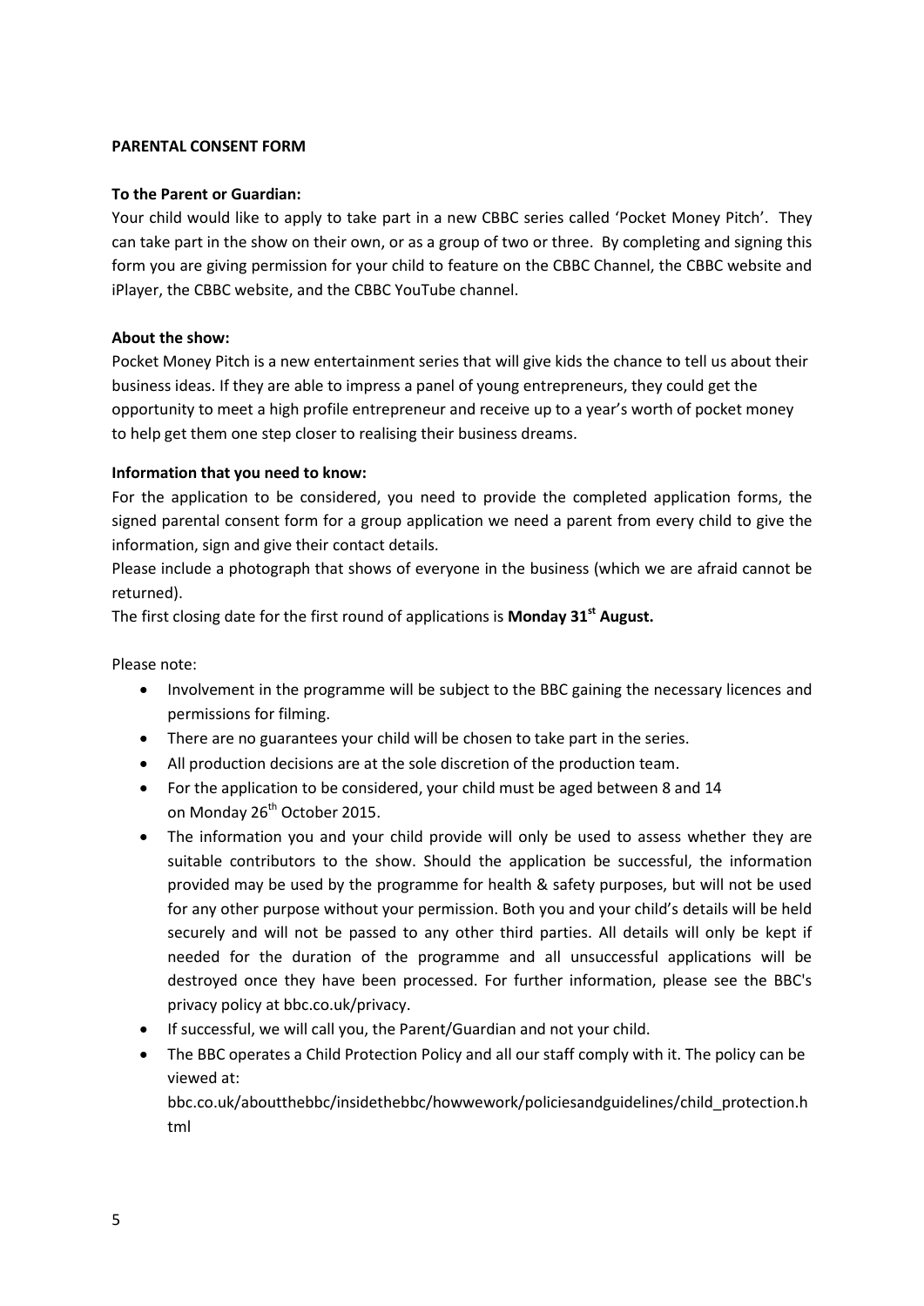**PARENTAL CONSENT FORM**

**To the Parent or Guardian:**

Your child would like to apply to take part in a new CBBC series called 'Pocket Money Pitch'. They can take part in the show on their own, or as a group of two or three. By completing and signing this form you are giving permission for your child to feature on the CBBC Channel, the CBBC website and iPlayer, the CBBC website, and the CBBC YouTube channel.

**About the show:**

Pocket Money Pitch is a new entertainment series that will give kids the chance to tell us about their business ideas. If they are able to impress a panel of young entrepreneurs, they could get the opportunity to meet a high profile entrepreneur and receive up to a year's worth of pocket money to help get them one step closer to realising their business dreams.

**Information that you need to know:**

For the application to be considered, you need to provide the completed application forms, the signed parental consent form for a group application we need a parent from every child to give the information, sign and give their contact details.

Please include a photograph that shows of everyone in the business (which we are afraid cannot be returned).

The first closing date for the first round of applications is **Monday 31st August.**

Please note:

- Involvement in the programme will be subject to the BBC gaining the necessary licences and permissions for filming.
- There are no guarantees your child will be chosen to take part in the series.
- All production decisions are at the sole discretion of the production team.
- For the application to be considered, your child must be aged between 8 and 14 on Monday 26th October 2015.
- The information you and your child provide will only be used to assess whether they are suitable contributors to the show. Should the application be successful, the information provided may be used by the programme for health & safety purposes, but will not be used for any other purpose without your permission. Both you and your child's details will be held securely and will not be passed to any other third parties. All details will only be kept if needed for the duration of the programme and all unsuccessful applications will be destroyed once they have been processed. For further information, please see the BBC's privacy policy at bbc.co.uk/privacy.
- If successful, we will call you, the Parent/Guardian and not your child.
- The BBC operates a Child Protection Policy and all our staff comply with it. The policy can be viewed at:
  bbc.co.uk/aboutthebbc/insidethebbc/howwework/policiesandguidelines/child_protection.html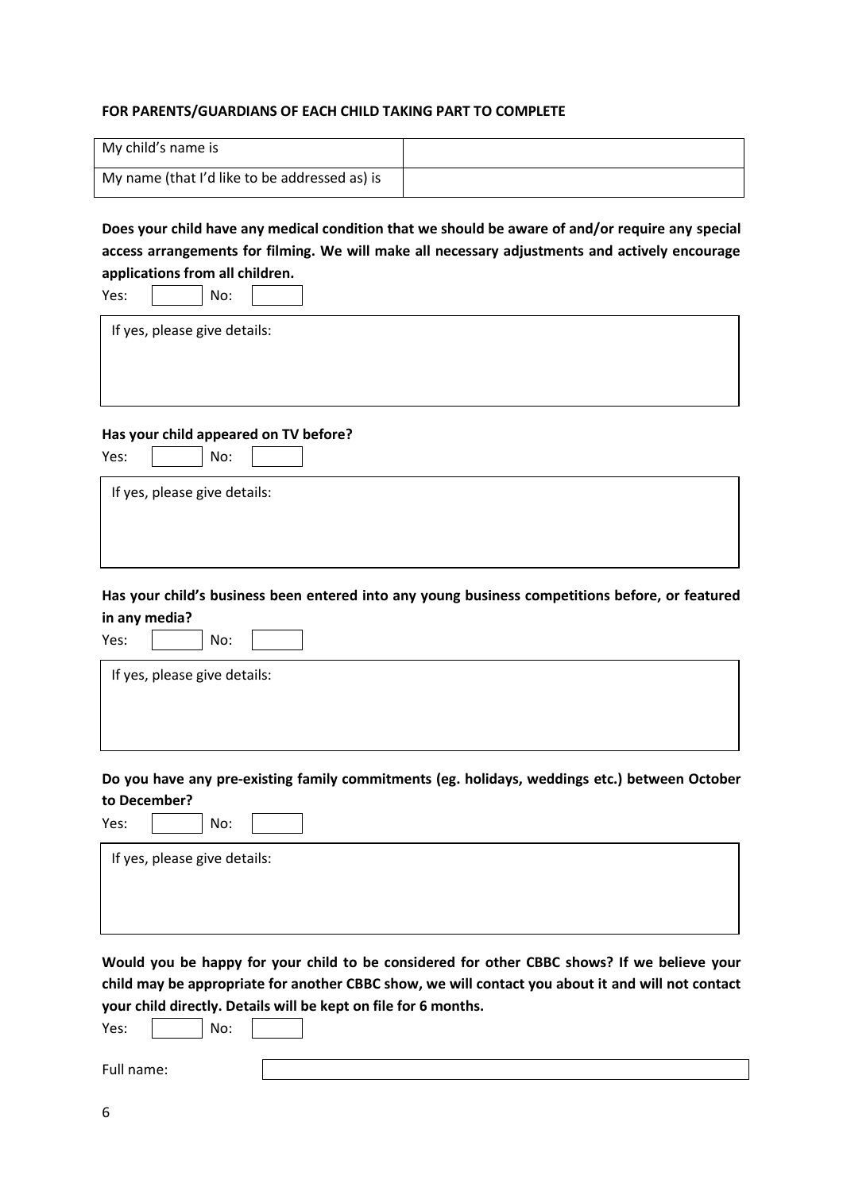**FOR PARENTS/GUARDIANS OF EACH CHILD TAKING PART TO COMPLETE**

| My child's name is | |
|---|---|
| My name (that I'd like to be addressed as) is | |

**Does your child have any medical condition that we should be aware of and/or require any special access arrangements for filming. We will make all necessary adjustments and actively encourage applications from all children.**

Yes: [ ] No: [ ]

If yes, please give details:

**Has your child appeared on TV before?**

Yes: [ ] No: [ ]

If yes, please give details:

**Has your child's business been entered into any young business competitions before, or featured in any media?**

Yes: [ ] No: [ ]

If yes, please give details:

**Do you have any pre-existing family commitments (eg. holidays, weddings etc.) between October to December?**

Yes: [ ] No: [ ]

If yes, please give details:

**Would you be happy for your child to be considered for other CBBC shows? If we believe your child may be appropriate for another CBBC show, we will contact you about it and will not contact your child directly. Details will be kept on file for 6 months.**

Yes: [ ] No: [ ]

Full name: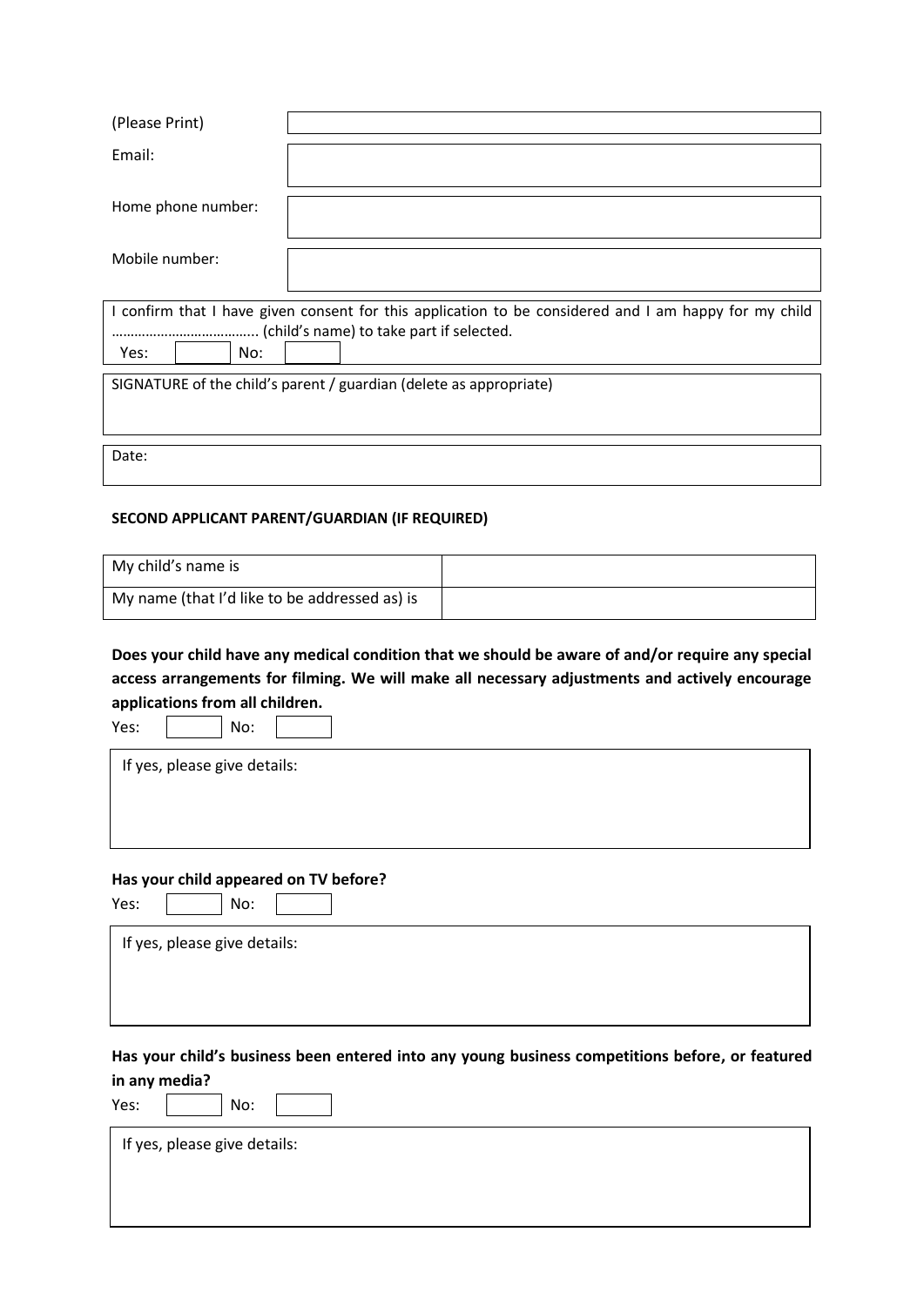| | |
|---|---|
| (Please Print) | |
| Email: | |
| Home phone number: | |
| Mobile number: | |

I confirm that I have given consent for this application to be considered and I am happy for my child ……………………………….. (child's name) to take part if selected.

Yes: [ ] No: [ ]

SIGNATURE of the child's parent / guardian (delete as appropriate)

Date:

**SECOND APPLICANT PARENT/GUARDIAN (IF REQUIRED)**

| | |
|---|---|
| My child's name is | |
| My name (that I'd like to be addressed as) is | |

**Does your child have any medical condition that we should be aware of and/or require any special access arrangements for filming. We will make all necessary adjustments and actively encourage applications from all children.**

Yes: [ ] No: [ ]

If yes, please give details:

**Has your child appeared on TV before?**

Yes: [ ] No: [ ]

If yes, please give details:

**Has your child's business been entered into any young business competitions before, or featured in any media?**

Yes: [ ] No: [ ]

If yes, please give details: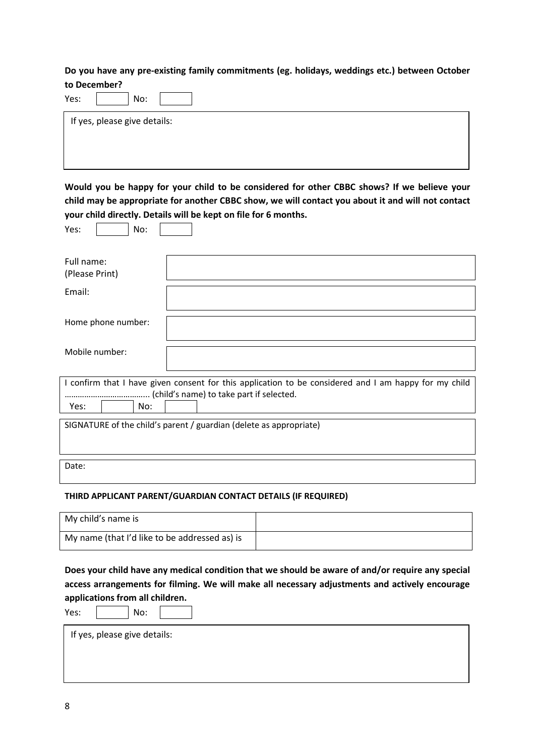**Do you have any pre-existing family commitments (eg. holidays, weddings etc.) between October to December?**

Yes: [ ] No: [ ]

| If yes, please give details: |
|---|
| |

**Would you be happy for your child to be considered for other CBBC shows? If we believe your child may be appropriate for another CBBC show, we will contact you about it and will not contact your child directly. Details will be kept on file for 6 months.**

Yes: [ ] No: [ ]

| | |
|---|---|
| Full name: (Please Print) | |
| Email: | |
| Home phone number: | |
| Mobile number: | |

I confirm that I have given consent for this application to be considered and I am happy for my child ……………………………….. (child's name) to take part if selected.

Yes: [ ] No: [ ]

| SIGNATURE of the child's parent / guardian (delete as appropriate) |
|---|
| |

| Date: |
|---|

**THIRD APPLICANT PARENT/GUARDIAN CONTACT DETAILS (IF REQUIRED)**

| | |
|---|---|
| My child's name is | |
| My name (that I'd like to be addressed as) is | |

**Does your child have any medical condition that we should be aware of and/or require any special access arrangements for filming. We will make all necessary adjustments and actively encourage applications from all children.**

Yes: [ ] No: [ ]

| If yes, please give details: |
|---|
| |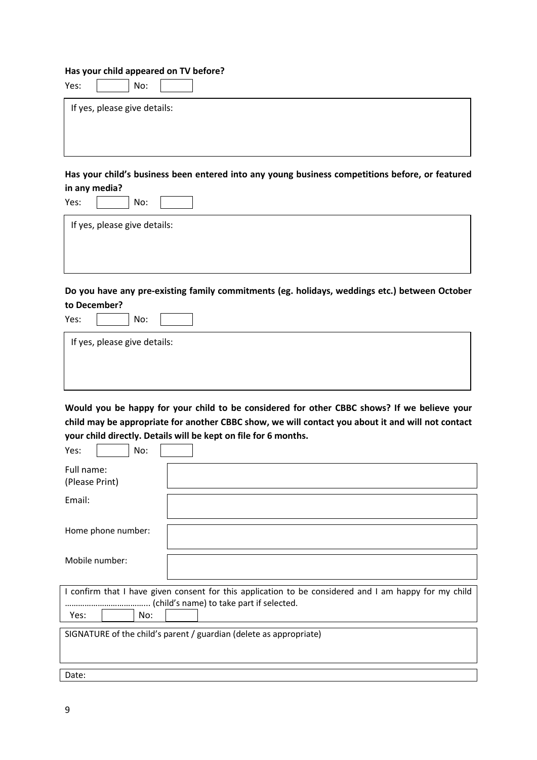**Has your child appeared on TV before?**

Yes: ☐ No: ☐

| If yes, please give details: |
|---|
| |

**Has your child's business been entered into any young business competitions before, or featured in any media?**

Yes: ☐ No: ☐

| If yes, please give details: |
|---|
| |

**Do you have any pre-existing family commitments (eg. holidays, weddings etc.) between October to December?**

Yes: ☐ No: ☐

| If yes, please give details: |
|---|
| |

**Would you be happy for your child to be considered for other CBBC shows? If we believe your child may be appropriate for another CBBC show, we will contact you about it and will not contact your child directly. Details will be kept on file for 6 months.**

Yes: ☐ No: ☐

| | |
|---|---|
| Full name: (Please Print) | |
| Email: | |
| Home phone number: | |
| Mobile number: | |

I confirm that I have given consent for this application to be considered and I am happy for my child ……………………………….. (child's name) to take part if selected.

Yes: ☐ No: ☐

| SIGNATURE of the child's parent / guardian (delete as appropriate) |
|---|
| |

Date: